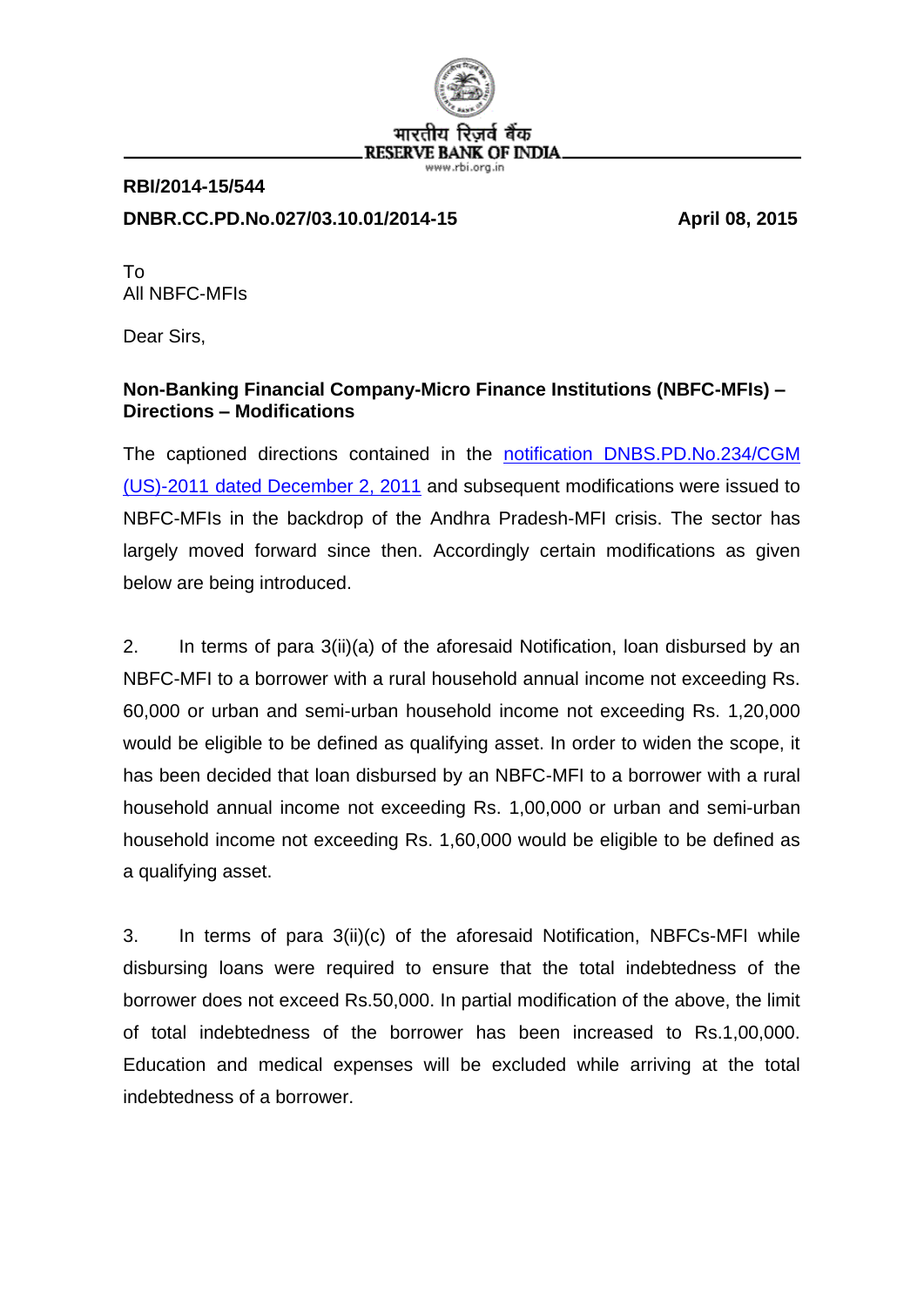भारतीय रिज़र्व बैंक
RESERVE BANK OF INDIA
www.rbi.org.in

**RBI/2014-15/544**

**DNBR.CC.PD.No.027/03.10.01/2014-15** **April 08, 2015**

To
All NBFC-MFIs

Dear Sirs,

**Non-Banking Financial Company-Micro Finance Institutions (NBFC-MFIs) – Directions – Modifications**

The captioned directions contained in the notification DNBS.PD.No.234/CGM (US)-2011 dated December 2, 2011 and subsequent modifications were issued to NBFC-MFIs in the backdrop of the Andhra Pradesh-MFI crisis. The sector has largely moved forward since then. Accordingly certain modifications as given below are being introduced.

2. In terms of para 3(ii)(a) of the aforesaid Notification, loan disbursed by an NBFC-MFI to a borrower with a rural household annual income not exceeding Rs. 60,000 or urban and semi-urban household income not exceeding Rs. 1,20,000 would be eligible to be defined as qualifying asset. In order to widen the scope, it has been decided that loan disbursed by an NBFC-MFI to a borrower with a rural household annual income not exceeding Rs. 1,00,000 or urban and semi-urban household income not exceeding Rs. 1,60,000 would be eligible to be defined as a qualifying asset.

3. In terms of para 3(ii)(c) of the aforesaid Notification, NBFCs-MFI while disbursing loans were required to ensure that the total indebtedness of the borrower does not exceed Rs.50,000. In partial modification of the above, the limit of total indebtedness of the borrower has been increased to Rs.1,00,000. Education and medical expenses will be excluded while arriving at the total indebtedness of a borrower.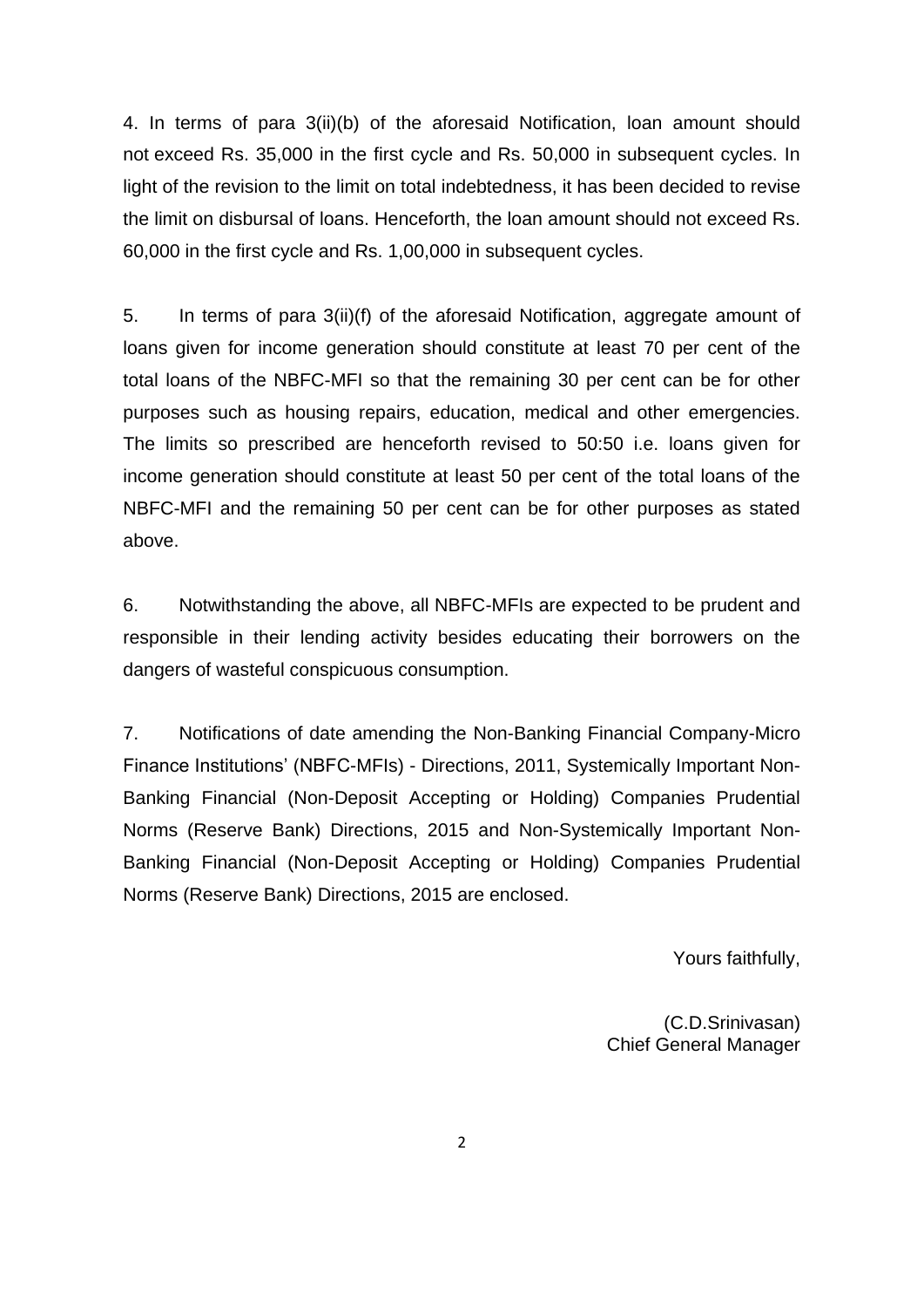4. In terms of para 3(ii)(b) of the aforesaid Notification, loan amount should not exceed Rs. 35,000 in the first cycle and Rs. 50,000 in subsequent cycles. In light of the revision to the limit on total indebtedness, it has been decided to revise the limit on disbursal of loans. Henceforth, the loan amount should not exceed Rs. 60,000 in the first cycle and Rs. 1,00,000 in subsequent cycles.

5. In terms of para 3(ii)(f) of the aforesaid Notification, aggregate amount of loans given for income generation should constitute at least 70 per cent of the total loans of the NBFC-MFI so that the remaining 30 per cent can be for other purposes such as housing repairs, education, medical and other emergencies. The limits so prescribed are henceforth revised to 50:50 i.e. loans given for income generation should constitute at least 50 per cent of the total loans of the NBFC-MFI and the remaining 50 per cent can be for other purposes as stated above.

6. Notwithstanding the above, all NBFC-MFIs are expected to be prudent and responsible in their lending activity besides educating their borrowers on the dangers of wasteful conspicuous consumption.

7. Notifications of date amending the Non-Banking Financial Company-Micro Finance Institutions' (NBFC-MFIs) - Directions, 2011, Systemically Important Non-Banking Financial (Non-Deposit Accepting or Holding) Companies Prudential Norms (Reserve Bank) Directions, 2015 and Non-Systemically Important Non-Banking Financial (Non-Deposit Accepting or Holding) Companies Prudential Norms (Reserve Bank) Directions, 2015 are enclosed.

Yours faithfully,

(C.D.Srinivasan)
Chief General Manager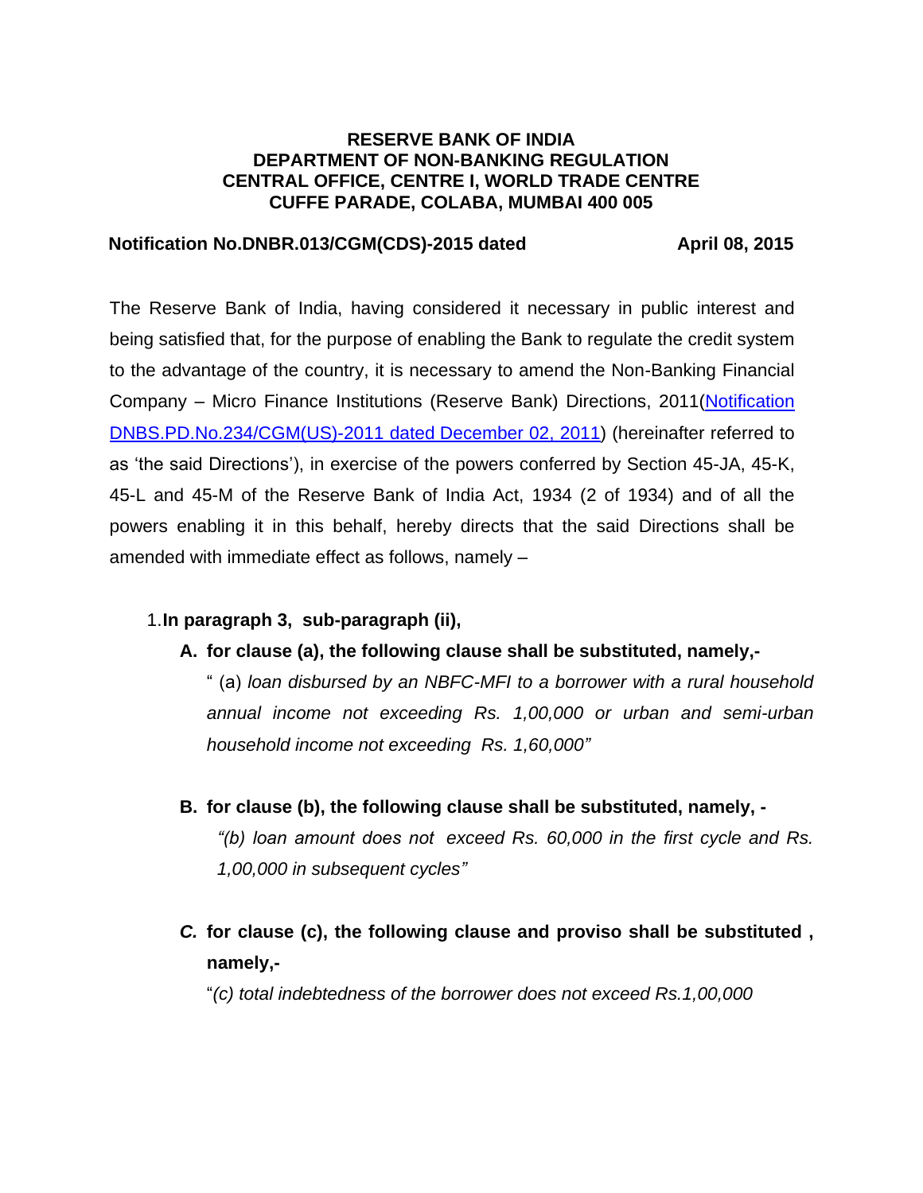**RESERVE BANK OF INDIA**
**DEPARTMENT OF NON-BANKING REGULATION**
**CENTRAL OFFICE, CENTRE I, WORLD TRADE CENTRE**
**CUFFE PARADE, COLABA, MUMBAI 400 005**

**Notification No.DNBR.013/CGM(CDS)-2015 dated April 08, 2015**

The Reserve Bank of India, having considered it necessary in public interest and being satisfied that, for the purpose of enabling the Bank to regulate the credit system to the advantage of the country, it is necessary to amend the Non-Banking Financial Company – Micro Finance Institutions (Reserve Bank) Directions, 2011(Notification DNBS.PD.No.234/CGM(US)-2011 dated December 02, 2011) (hereinafter referred to as 'the said Directions'), in exercise of the powers conferred by Section 45-JA, 45-K, 45-L and 45-M of the Reserve Bank of India Act, 1934 (2 of 1934) and of all the powers enabling it in this behalf, hereby directs that the said Directions shall be amended with immediate effect as follows, namely –

1. **In paragraph 3, sub-paragraph (ii),**

   **A. for clause (a), the following clause shall be substituted, namely,-**

   " (a) *loan disbursed by an NBFC-MFI to a borrower with a rural household annual income not exceeding Rs. 1,00,000 or urban and semi-urban household income not exceeding Rs. 1,60,000"*

   **B. for clause (b), the following clause shall be substituted, namely, -**

   *"(b) loan amount does not exceed Rs. 60,000 in the first cycle and Rs. 1,00,000 in subsequent cycles"*

   ***C.*** **for clause (c), the following clause and proviso shall be substituted , namely,-**

   "*(c) total indebtedness of the borrower does not exceed Rs.1,00,000*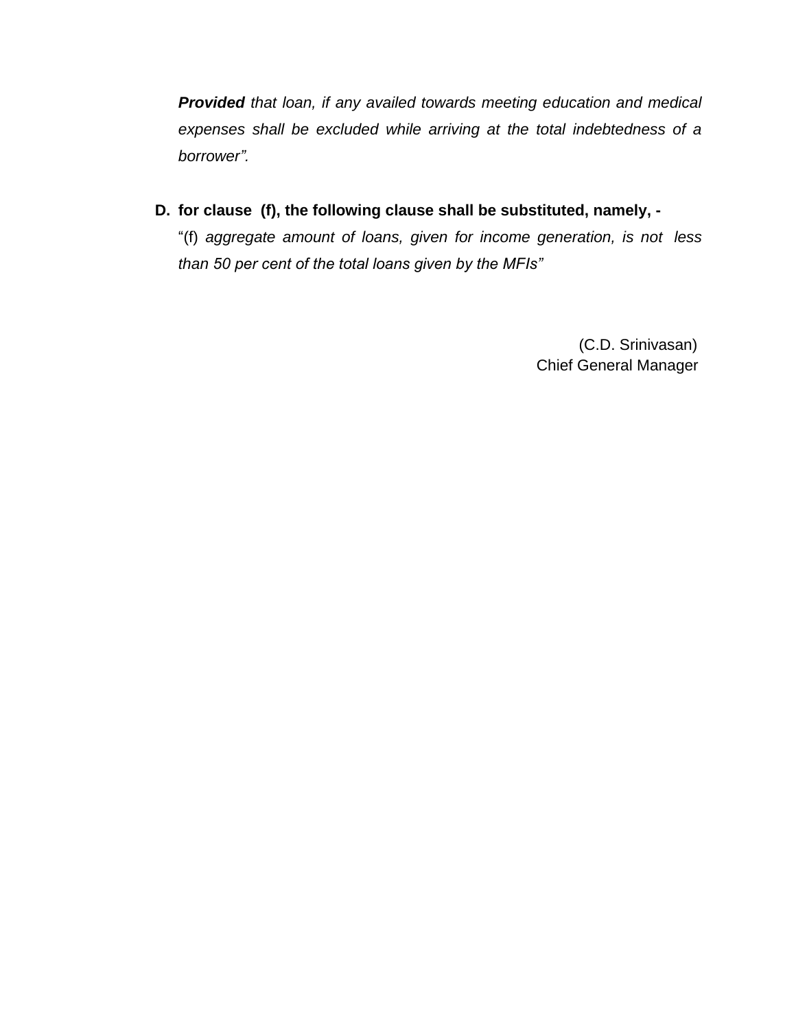***Provided*** *that loan, if any availed towards meeting education and medical expenses shall be excluded while arriving at the total indebtedness of a borrower".*

**D. for clause (f), the following clause shall be substituted, namely, -**

"(f) *aggregate amount of loans, given for income generation, is not less than 50 per cent of the total loans given by the MFIs"*

(C.D. Srinivasan)
Chief General Manager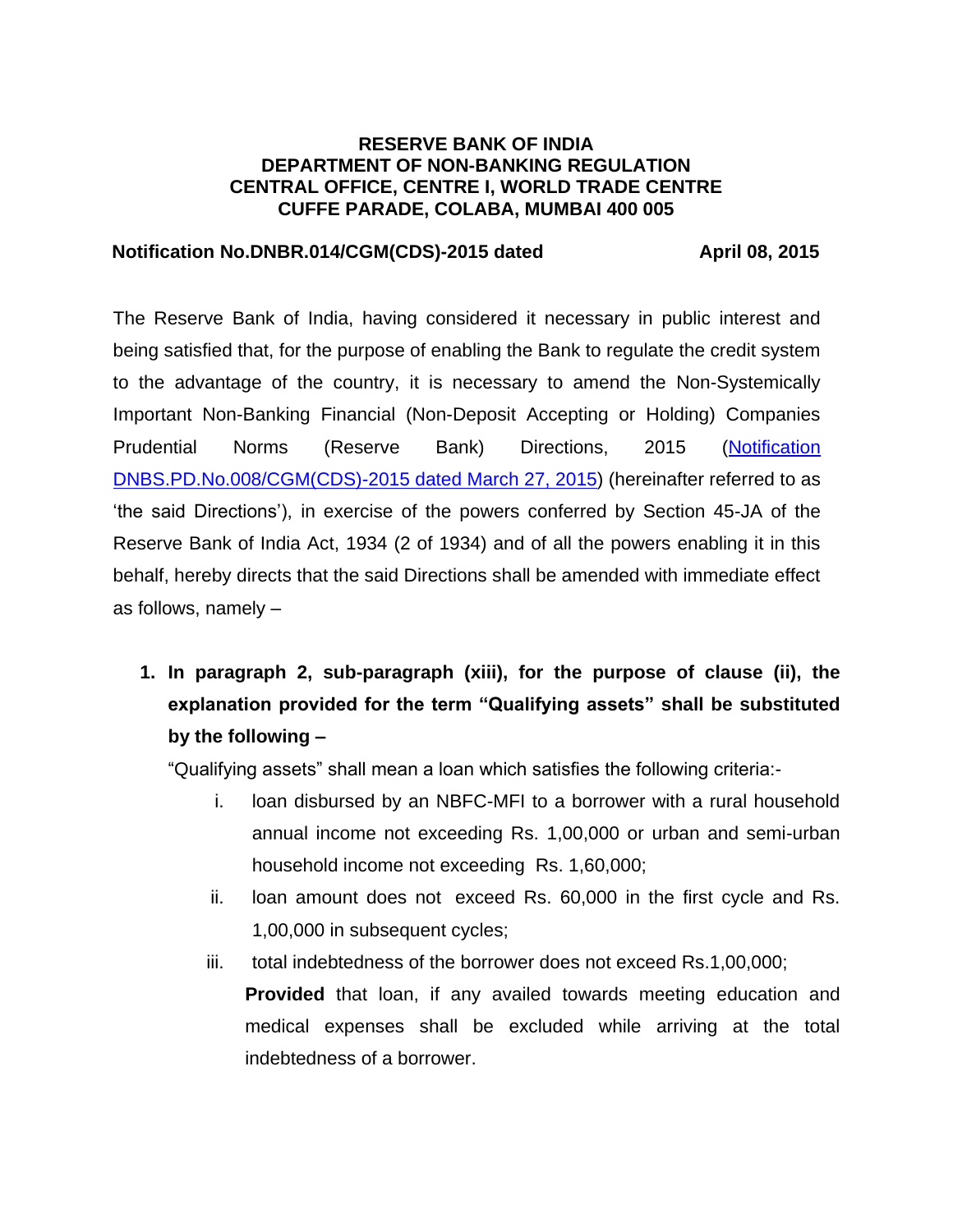**RESERVE BANK OF INDIA**
**DEPARTMENT OF NON-BANKING REGULATION**
**CENTRAL OFFICE, CENTRE I, WORLD TRADE CENTRE**
**CUFFE PARADE, COLABA, MUMBAI 400 005**

**Notification No.DNBR.014/CGM(CDS)-2015 dated April 08, 2015**

The Reserve Bank of India, having considered it necessary in public interest and being satisfied that, for the purpose of enabling the Bank to regulate the credit system to the advantage of the country, it is necessary to amend the Non-Systemically Important Non-Banking Financial (Non-Deposit Accepting or Holding) Companies Prudential Norms (Reserve Bank) Directions, 2015 (Notification DNBS.PD.No.008/CGM(CDS)-2015 dated March 27, 2015) (hereinafter referred to as 'the said Directions'), in exercise of the powers conferred by Section 45-JA of the Reserve Bank of India Act, 1934 (2 of 1934) and of all the powers enabling it in this behalf, hereby directs that the said Directions shall be amended with immediate effect as follows, namely –

1. **In paragraph 2, sub-paragraph (xiii), for the purpose of clause (ii), the explanation provided for the term "Qualifying assets" shall be substituted by the following –**

   "Qualifying assets" shall mean a loan which satisfies the following criteria:-

   i. loan disbursed by an NBFC-MFI to a borrower with a rural household annual income not exceeding Rs. 1,00,000 or urban and semi-urban household income not exceeding Rs. 1,60,000;

   ii. loan amount does not exceed Rs. 60,000 in the first cycle and Rs. 1,00,000 in subsequent cycles;

   iii. total indebtedness of the borrower does not exceed Rs.1,00,000;

   **Provided** that loan, if any availed towards meeting education and medical expenses shall be excluded while arriving at the total indebtedness of a borrower.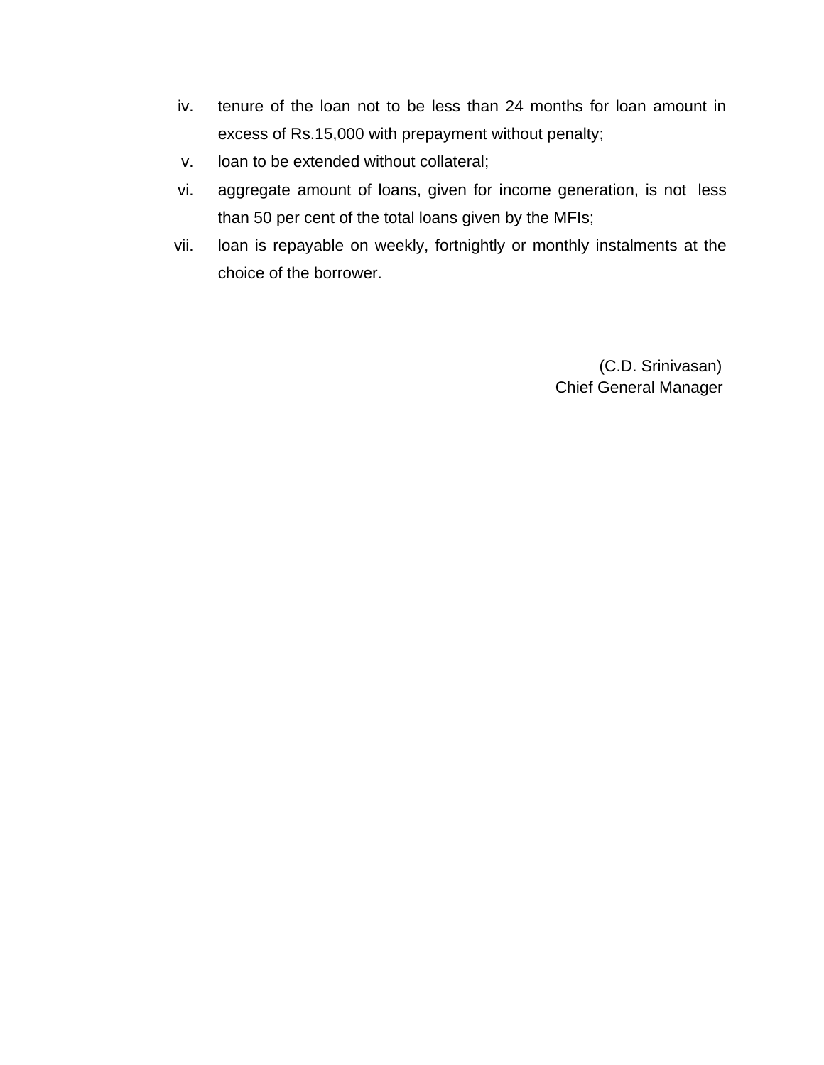iv. tenure of the loan not to be less than 24 months for loan amount in excess of Rs.15,000 with prepayment without penalty;

v. loan to be extended without collateral;

vi. aggregate amount of loans, given for income generation, is not less than 50 per cent of the total loans given by the MFIs;

vii. loan is repayable on weekly, fortnightly or monthly instalments at the choice of the borrower.

(C.D. Srinivasan)
Chief General Manager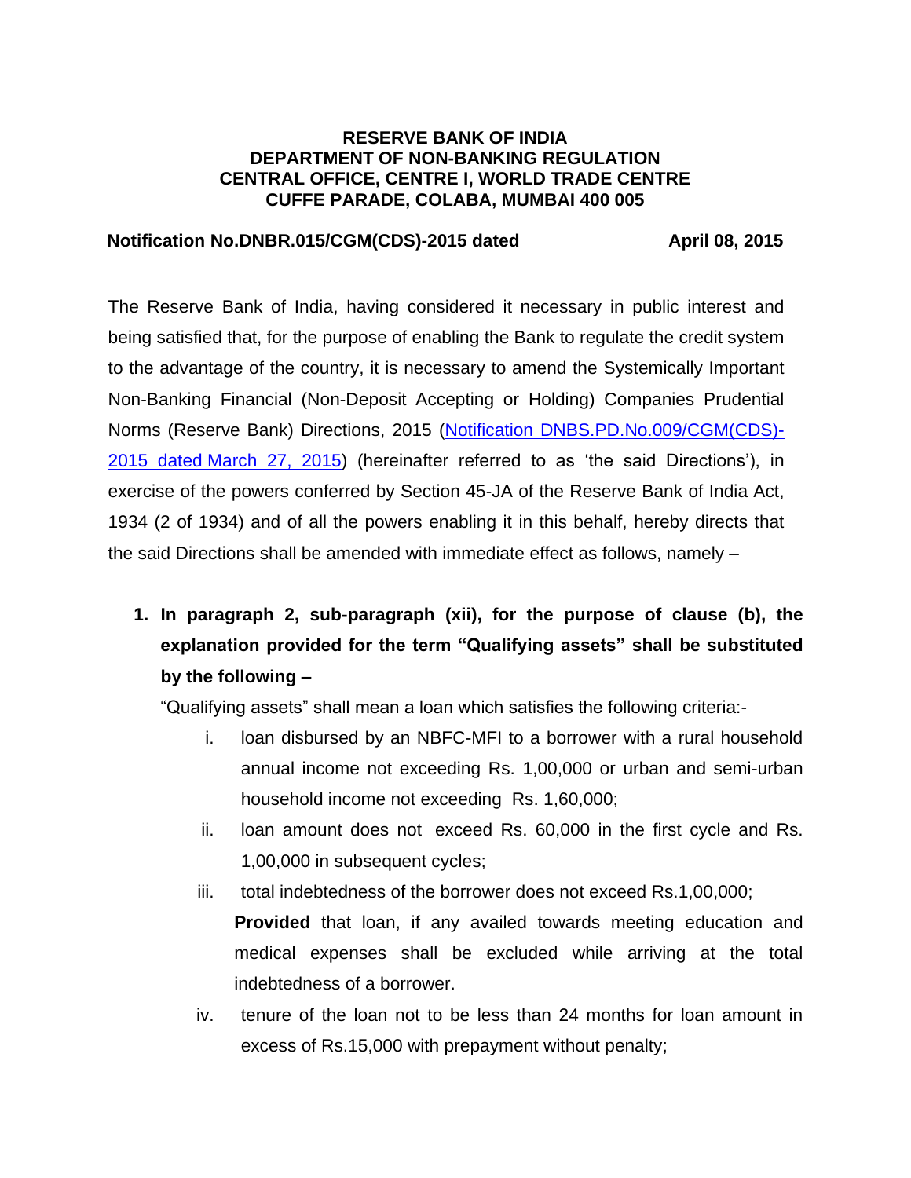**RESERVE BANK OF INDIA**
**DEPARTMENT OF NON-BANKING REGULATION**
**CENTRAL OFFICE, CENTRE I, WORLD TRADE CENTRE**
**CUFFE PARADE, COLABA, MUMBAI 400 005**

**Notification No.DNBR.015/CGM(CDS)-2015 dated April 08, 2015**

The Reserve Bank of India, having considered it necessary in public interest and being satisfied that, for the purpose of enabling the Bank to regulate the credit system to the advantage of the country, it is necessary to amend the Systemically Important Non-Banking Financial (Non-Deposit Accepting or Holding) Companies Prudential Norms (Reserve Bank) Directions, 2015 (Notification DNBS.PD.No.009/CGM(CDS)-2015 dated March 27, 2015) (hereinafter referred to as 'the said Directions'), in exercise of the powers conferred by Section 45-JA of the Reserve Bank of India Act, 1934 (2 of 1934) and of all the powers enabling it in this behalf, hereby directs that the said Directions shall be amended with immediate effect as follows, namely –

1. **In paragraph 2, sub-paragraph (xii), for the purpose of clause (b), the explanation provided for the term "Qualifying assets" shall be substituted by the following –**

   "Qualifying assets" shall mean a loan which satisfies the following criteria:-

   i. loan disbursed by an NBFC-MFI to a borrower with a rural household annual income not exceeding Rs. 1,00,000 or urban and semi-urban household income not exceeding Rs. 1,60,000;
   ii. loan amount does not exceed Rs. 60,000 in the first cycle and Rs. 1,00,000 in subsequent cycles;
   iii. total indebtedness of the borrower does not exceed Rs.1,00,000;

      **Provided** that loan, if any availed towards meeting education and medical expenses shall be excluded while arriving at the total indebtedness of a borrower.
   iv. tenure of the loan not to be less than 24 months for loan amount in excess of Rs.15,000 with prepayment without penalty;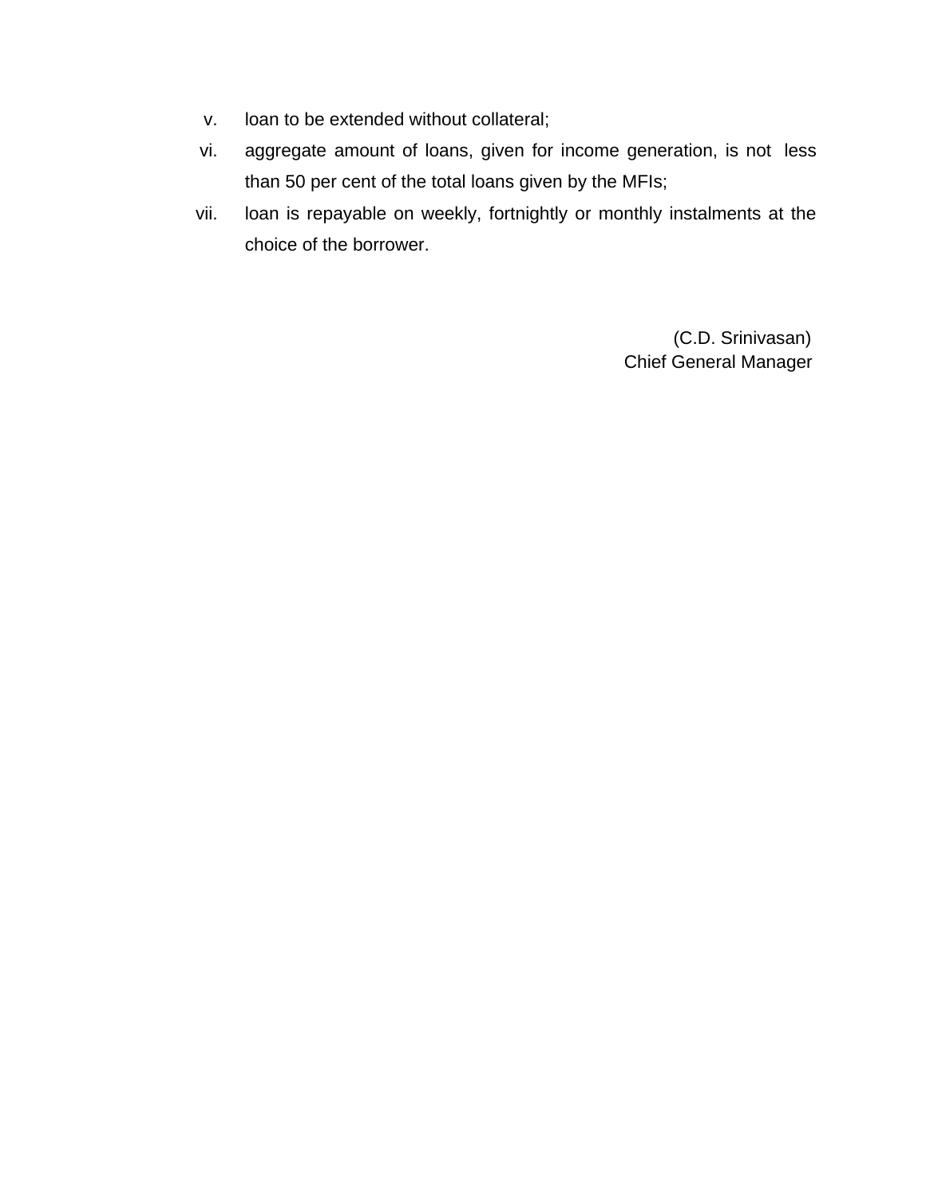v. loan to be extended without collateral;

vi. aggregate amount of loans, given for income generation, is not less than 50 per cent of the total loans given by the MFIs;

vii. loan is repayable on weekly, fortnightly or monthly instalments at the choice of the borrower.

(C.D. Srinivasan)
Chief General Manager